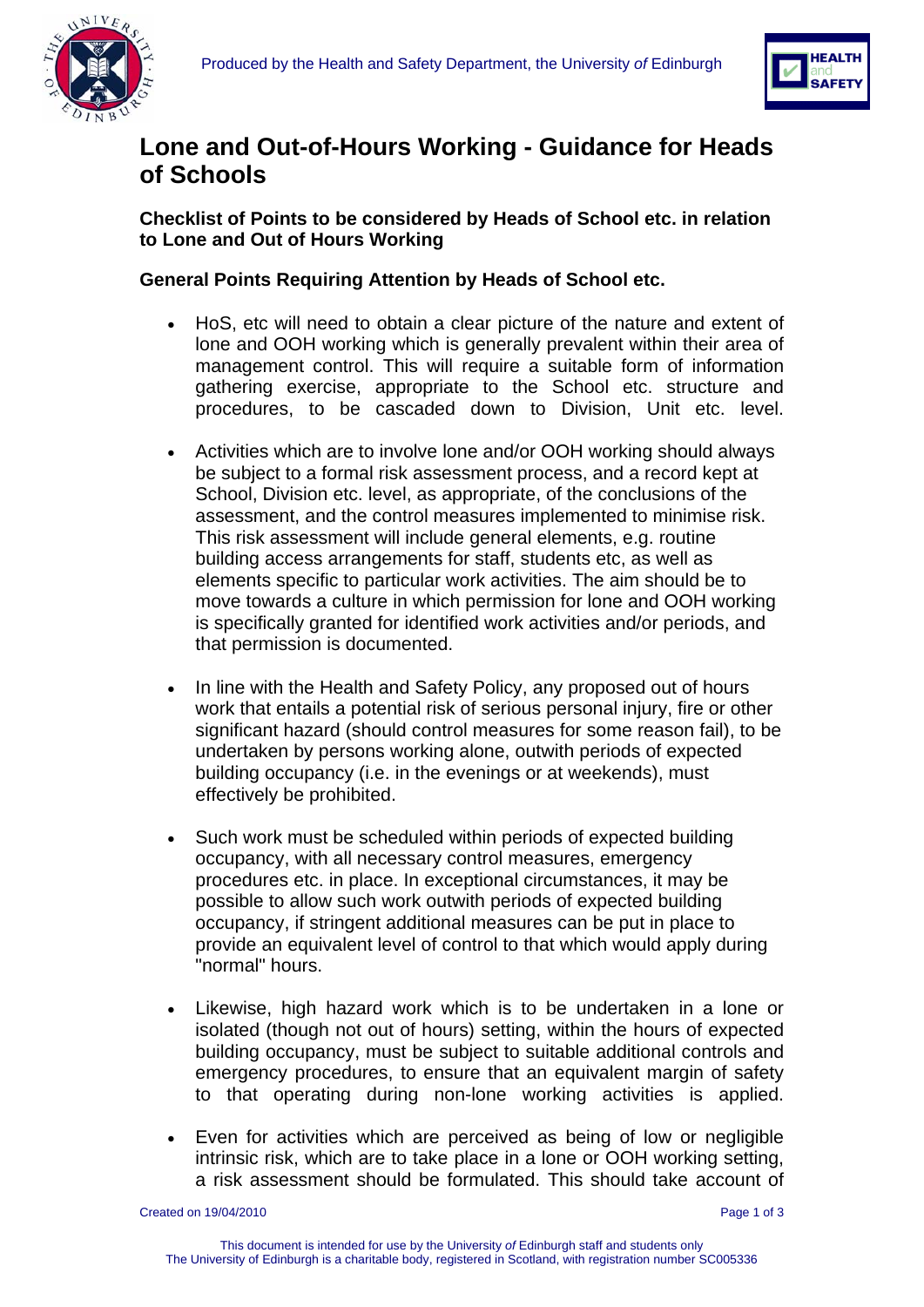# Lone and Out-of-Hours Working - Guidance for Heads of Schools

**Checklist of Points to be considered by Heads of School etc. in relation to Lone and Out of Hours Working**

**General Points Requiring Attention by Heads of School etc.**

- HoS, etc will need to obtain a clear picture of the nature and extent of lone and OOH working which is generally prevalent within their area of management control. This will require a suitable form of information gathering exercise, appropriate to the School etc. structure and procedures, to be cascaded down to Division, Unit etc. level.

- Activities which are to involve lone and/or OOH working should always be subject to a formal risk assessment process, and a record kept at School, Division etc. level, as appropriate, of the conclusions of the assessment, and the control measures implemented to minimise risk. This risk assessment will include general elements, e.g. routine building access arrangements for staff, students etc, as well as elements specific to particular work activities. The aim should be to move towards a culture in which permission for lone and OOH working is specifically granted for identified work activities and/or periods, and that permission is documented.

- In line with the Health and Safety Policy, any proposed out of hours work that entails a potential risk of serious personal injury, fire or other significant hazard (should control measures for some reason fail), to be undertaken by persons working alone, outwith periods of expected building occupancy (i.e. in the evenings or at weekends), must effectively be prohibited.

- Such work must be scheduled within periods of expected building occupancy, with all necessary control measures, emergency procedures etc. in place. In exceptional circumstances, it may be possible to allow such work outwith periods of expected building occupancy, if stringent additional measures can be put in place to provide an equivalent level of control to that which would apply during "normal" hours.

- Likewise, high hazard work which is to be undertaken in a lone or isolated (though not out of hours) setting, within the hours of expected building occupancy, must be subject to suitable additional controls and emergency procedures, to ensure that an equivalent margin of safety to that operating during non-lone working activities is applied.

- Even for activities which are perceived as being of low or negligible intrinsic risk, which are to take place in a lone or OOH working setting, a risk assessment should be formulated. This should take account of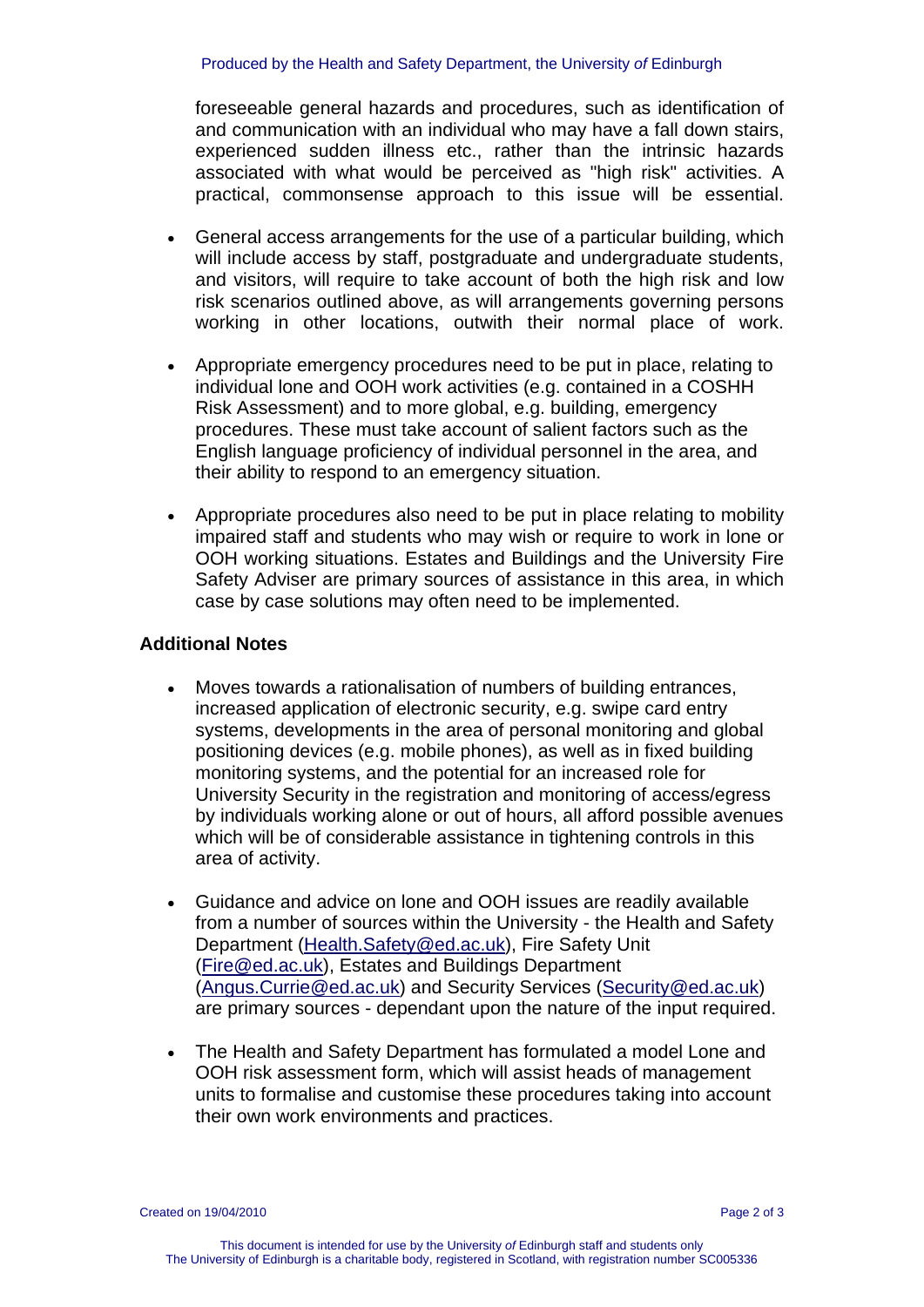foreseeable general hazards and procedures, such as identification of and communication with an individual who may have a fall down stairs, experienced sudden illness etc., rather than the intrinsic hazards associated with what would be perceived as "high risk" activities. A practical, commonsense approach to this issue will be essential.

- General access arrangements for the use of a particular building, which will include access by staff, postgraduate and undergraduate students, and visitors, will require to take account of both the high risk and low risk scenarios outlined above, as will arrangements governing persons working in other locations, outwith their normal place of work.
- Appropriate emergency procedures need to be put in place, relating to individual lone and OOH work activities (e.g. contained in a COSHH Risk Assessment) and to more global, e.g. building, emergency procedures. These must take account of salient factors such as the English language proficiency of individual personnel in the area, and their ability to respond to an emergency situation.
- Appropriate procedures also need to be put in place relating to mobility impaired staff and students who may wish or require to work in lone or OOH working situations. Estates and Buildings and the University Fire Safety Adviser are primary sources of assistance in this area, in which case by case solutions may often need to be implemented.

**Additional Notes**

- Moves towards a rationalisation of numbers of building entrances, increased application of electronic security, e.g. swipe card entry systems, developments in the area of personal monitoring and global positioning devices (e.g. mobile phones), as well as in fixed building monitoring systems, and the potential for an increased role for University Security in the registration and monitoring of access/egress by individuals working alone or out of hours, all afford possible avenues which will be of considerable assistance in tightening controls in this area of activity.
- Guidance and advice on lone and OOH issues are readily available from a number of sources within the University - the Health and Safety Department (Health.Safety@ed.ac.uk), Fire Safety Unit (Fire@ed.ac.uk), Estates and Buildings Department (Angus.Currie@ed.ac.uk) and Security Services (Security@ed.ac.uk) are primary sources - dependant upon the nature of the input required.
- The Health and Safety Department has formulated a model Lone and OOH risk assessment form, which will assist heads of management units to formalise and customise these procedures taking into account their own work environments and practices.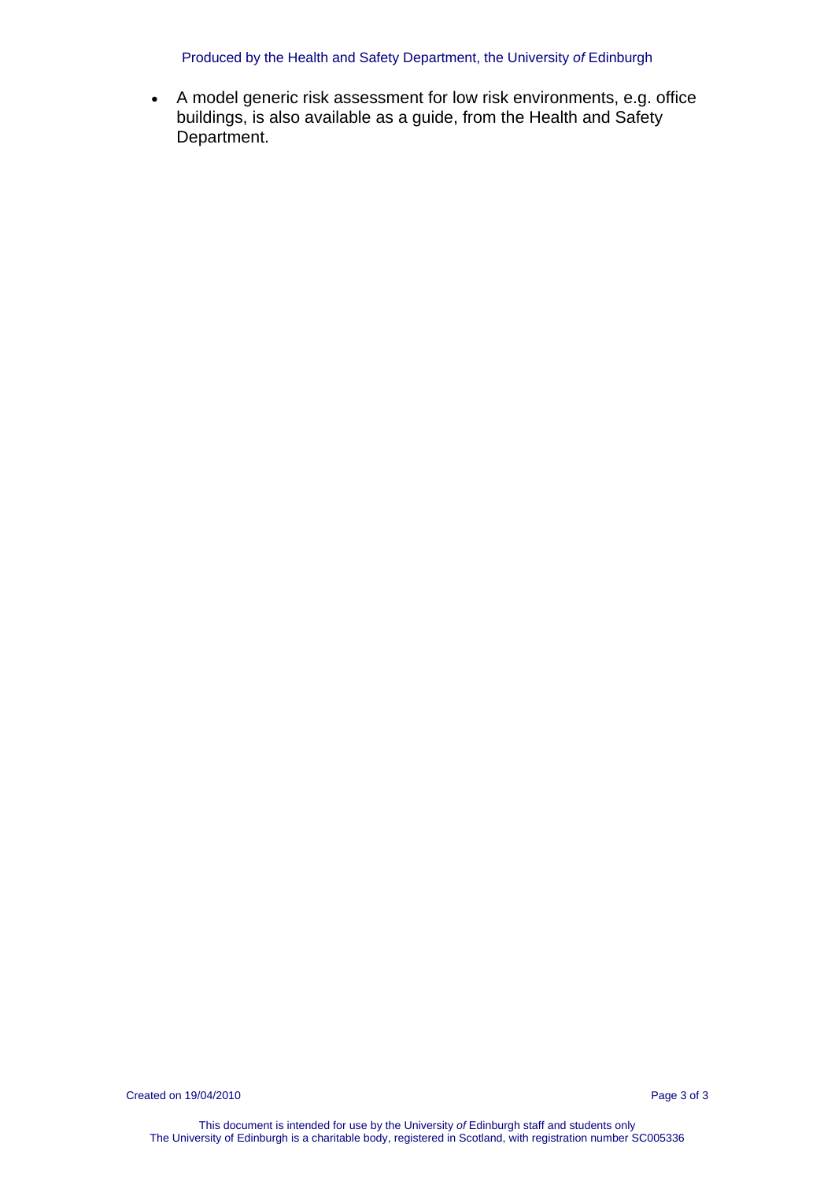- A model generic risk assessment for low risk environments, e.g. office buildings, is also available as a guide, from the Health and Safety Department.